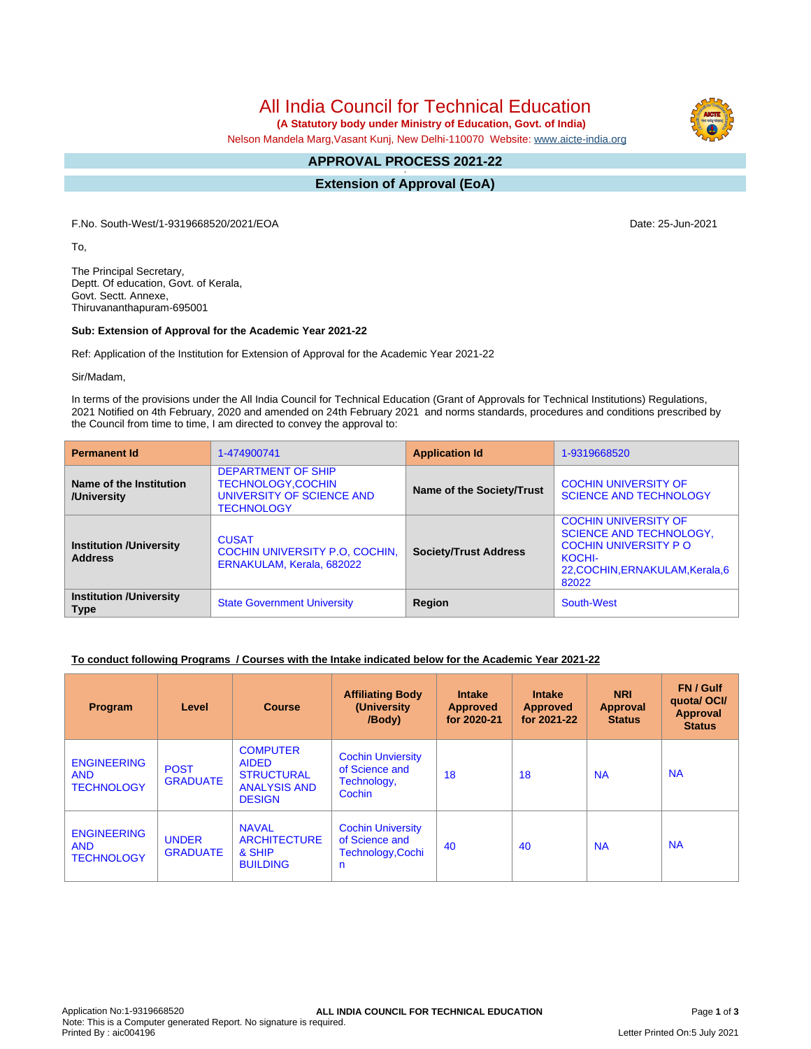# All India Council for Technical Education

**(A Statutory body under Ministry of Education, Govt. of India)**

Nelson Mandela Marg,Vasant Kunj, New Delhi-110070 Website: www.aicte-india.org

## APPROVAL PROCESS 2021-22

## Extension of Approval (EoA)

F.No. South-West/1-9319668520/2021/EOA

Date: 25-Jun-2021

To,

The Principal Secretary,
Deptt. Of education, Govt. of Kerala,
Govt. Sectt. Annexe,
Thiruvananthapuram-695001

**Sub: Extension of Approval for the Academic Year 2021-22**

Ref: Application of the Institution for Extension of Approval for the Academic Year 2021-22

Sir/Madam,

In terms of the provisions under the All India Council for Technical Education (Grant of Approvals for Technical Institutions) Regulations, 2021 Notified on 4th February, 2020 and amended on 24th February 2021 and norms standards, procedures and conditions prescribed by the Council from time to time, I am directed to convey the approval to:

| **Permanent Id** | 1-474900741 | **Application Id** | 1-9319668520 |
|---|---|---|---|
| **Name of the Institution /University** | DEPARTMENT OF SHIP TECHNOLOGY,COCHIN UNIVERSITY OF SCIENCE AND TECHNOLOGY | **Name of the Society/Trust** | COCHIN UNIVERSITY OF SCIENCE AND TECHNOLOGY |
| **Institution /University Address** | CUSAT COCHIN UNIVERSITY P.O, COCHIN, ERNAKULAM, Kerala, 682022 | **Society/Trust Address** | COCHIN UNIVERSITY OF SCIENCE AND TECHNOLOGY, COCHIN UNIVERSITY P O KOCHI-22,COCHIN,ERNAKULAM,Kerala,682022 |
| **Institution /University Type** | State Government University | **Region** | South-West |

**To conduct following Programs / Courses with the Intake indicated below for the Academic Year 2021-22**

| Program | Level | Course | Affiliating Body (University /Body) | Intake Approved for 2020-21 | Intake Approved for 2021-22 | NRI Approval Status | FN / Gulf quota/ OCI/ Approval Status |
|---|---|---|---|---|---|---|---|
| ENGINEERING AND TECHNOLOGY | POST GRADUATE | COMPUTER AIDED STRUCTURAL ANALYSIS AND DESIGN | Cochin Unviersity of Science and Technology, Cochin | 18 | 18 | NA | NA |
| ENGINEERING AND TECHNOLOGY | UNDER GRADUATE | NAVAL ARCHITECTURE & SHIP BUILDING | Cochin University of Science and Technology,Cochin | 40 | 40 | NA | NA |

Application No:1-9319668520
Note: This is a Computer generated Report. No signature is required.
Printed By : aic004196

Letter Printed On:5 July 2021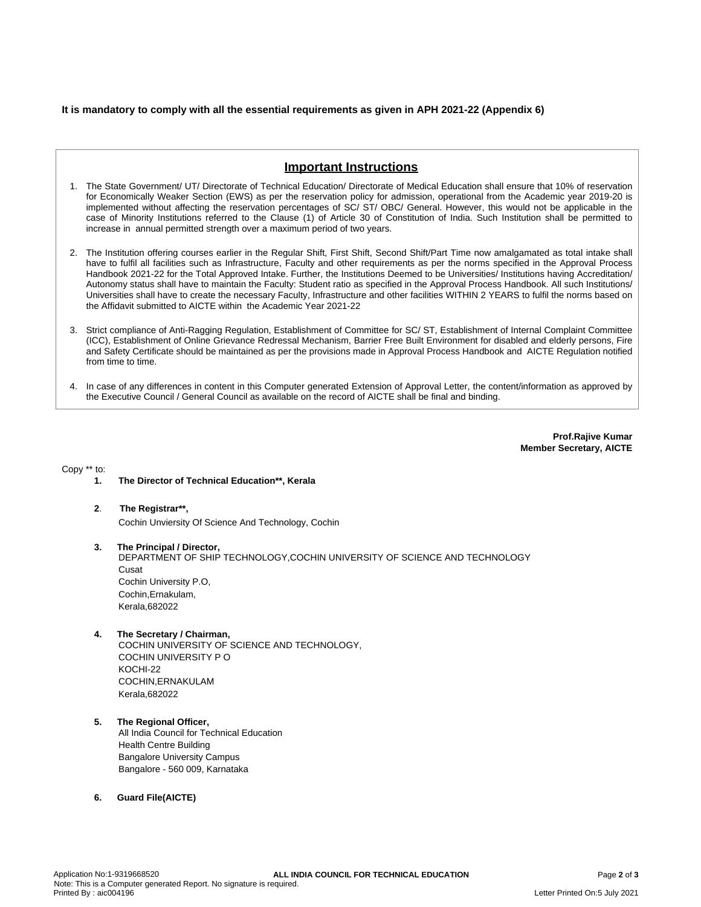**It is mandatory to comply with all the essential requirements as given in APH 2021-22 (Appendix 6)**

## Important Instructions

1. The State Government/ UT/ Directorate of Technical Education/ Directorate of Medical Education shall ensure that 10% of reservation for Economically Weaker Section (EWS) as per the reservation policy for admission, operational from the Academic year 2019-20 is implemented without affecting the reservation percentages of SC/ ST/ OBC/ General. However, this would not be applicable in the case of Minority Institutions referred to the Clause (1) of Article 30 of Constitution of India. Such Institution shall be permitted to increase in annual permitted strength over a maximum period of two years.

2. The Institution offering courses earlier in the Regular Shift, First Shift, Second Shift/Part Time now amalgamated as total intake shall have to fulfil all facilities such as Infrastructure, Faculty and other requirements as per the norms specified in the Approval Process Handbook 2021-22 for the Total Approved Intake. Further, the Institutions Deemed to be Universities/ Institutions having Accreditation/ Autonomy status shall have to maintain the Faculty: Student ratio as specified in the Approval Process Handbook. All such Institutions/ Universities shall have to create the necessary Faculty, Infrastructure and other facilities WITHIN 2 YEARS to fulfil the norms based on the Affidavit submitted to AICTE within the Academic Year 2021-22

3. Strict compliance of Anti-Ragging Regulation, Establishment of Committee for SC/ ST, Establishment of Internal Complaint Committee (ICC), Establishment of Online Grievance Redressal Mechanism, Barrier Free Built Environment for disabled and elderly persons, Fire and Safety Certificate should be maintained as per the provisions made in Approval Process Handbook and AICTE Regulation notified from time to time.

4. In case of any differences in content in this Computer generated Extension of Approval Letter, the content/information as approved by the Executive Council / General Council as available on the record of AICTE shall be final and binding.

**Prof.Rajive Kumar**
**Member Secretary, AICTE**

Copy ** to:

1. **The Director of Technical Education**, Kerala**

2. **The Registrar**,**
   Cochin Unviersity Of Science And Technology, Cochin

3. **The Principal / Director,**
   DEPARTMENT OF SHIP TECHNOLOGY,COCHIN UNIVERSITY OF SCIENCE AND TECHNOLOGY
   Cusat
   Cochin University P.O,
   Cochin,Ernakulam,
   Kerala,682022

4. **The Secretary / Chairman,**
   COCHIN UNIVERSITY OF SCIENCE AND TECHNOLOGY,
   COCHIN UNIVERSITY P O
   KOCHI-22
   COCHIN,ERNAKULAM
   Kerala,682022

5. **The Regional Officer,**
   All India Council for Technical Education
   Health Centre Building
   Bangalore University Campus
   Bangalore - 560 009, Karnataka

6. **Guard File(AICTE)**

Application No:1-9319668520
Note: This is a Computer generated Report. No signature is required.
Printed By : aic004196
Letter Printed On:5 July 2021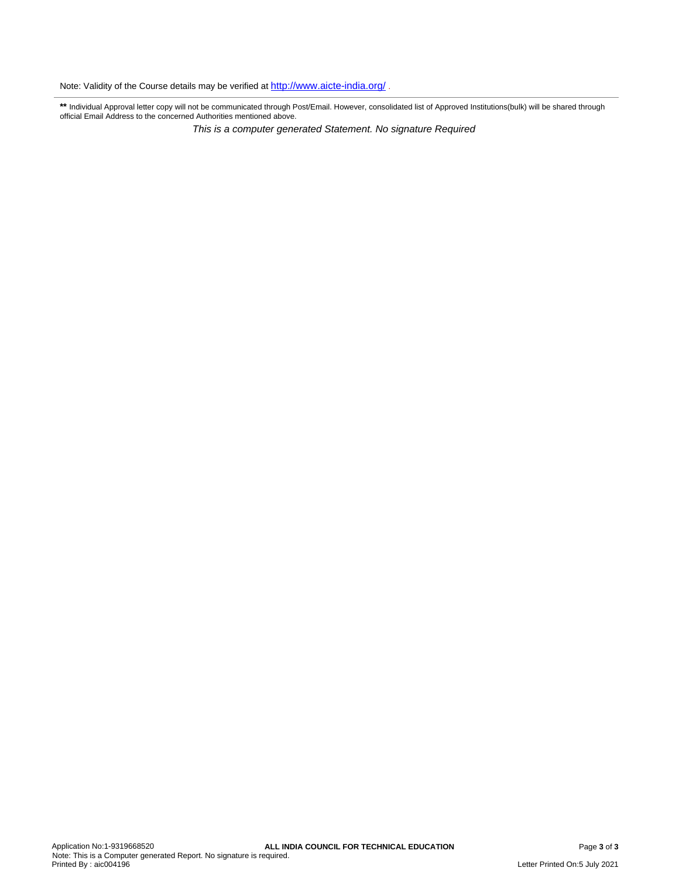Note: Validity of the Course details may be verified at http://www.aicte-india.org/ .

---

** Individual Approval letter copy will not be communicated through Post/Email. However, consolidated list of Approved Institutions(bulk) will be shared through official Email Address to the concerned Authorities mentioned above.

*This is a computer generated Statement. No signature Required*